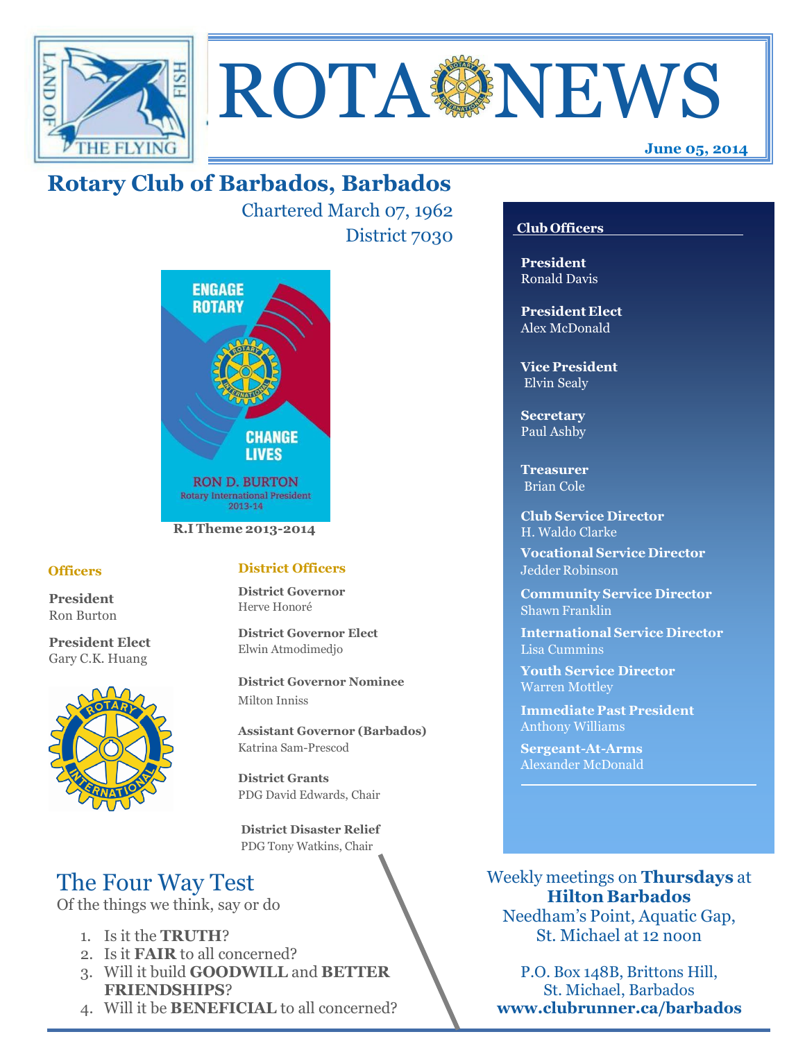# ROTA NEWS

**June 05, 2014**

## Rotary Club of Barbados, Barbados

Chartered March 07, 1962
District 7030

ENGAGE ROTARY
CHANGE LIVES
RON D. BURTON
Rotary International President 2013-14

**R.I Theme 2013-2014**

### Officers

**President**
Ron Burton

**President Elect**
Gary C.K. Huang

### District Officers

**District Governor**
Herve Honoré

**District Governor Elect**
Elwin Atmodimedjo

**District Governor Nominee**
Milton Inniss

**Assistant Governor (Barbados)**
Katrina Sam-Prescod

**District Grants**
PDG David Edwards, Chair

**District Disaster Relief**
PDG Tony Watkins, Chair

### Club Officers

**President**
Ronald Davis

**President Elect**
Alex McDonald

**Vice President**
Elvin Sealy

**Secretary**
Paul Ashby

**Treasurer**
Brian Cole

**Club Service Director**
H. Waldo Clarke

**Vocational Service Director**
Jedder Robinson

**Community Service Director**
Shawn Franklin

**International Service Director**
Lisa Cummins

**Youth Service Director**
Warren Mottley

**Immediate Past President**
Anthony Williams

**Sergeant-At-Arms**
Alexander McDonald

## The Four Way Test

Of the things we think, say or do

1. Is it the **TRUTH**?
2. Is it **FAIR** to all concerned?
3. Will it build **GOODWILL** and **BETTER FRIENDSHIPS**?
4. Will it be **BENEFICIAL** to all concerned?

Weekly meetings on **Thursdays** at **Hilton Barbados**
Needham's Point, Aquatic Gap,
St. Michael at 12 noon

P.O. Box 148B, Brittons Hill,
St. Michael, Barbados
**www.clubrunner.ca/barbados**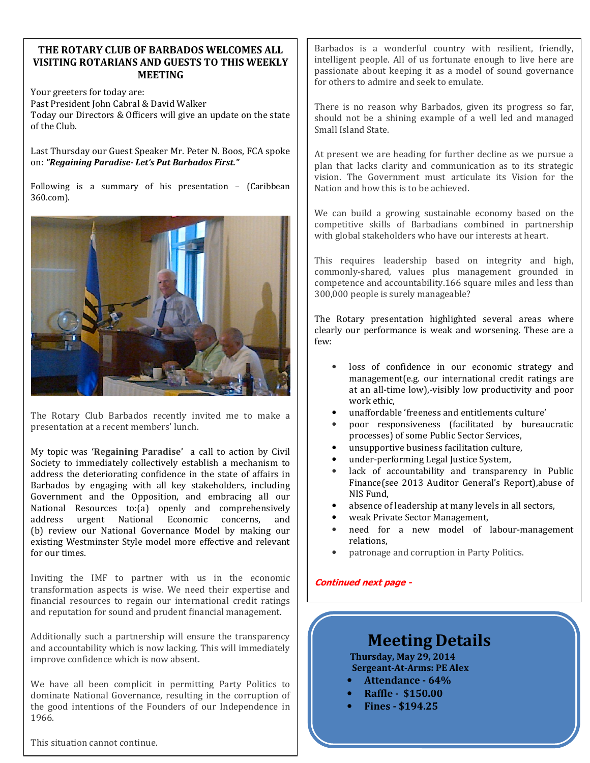## THE ROTARY CLUB OF BARBADOS WELCOMES ALL VISITING ROTARIANS AND GUESTS TO THIS WEEKLY MEETING

Your greeters for today are:
Past President John Cabral & David Walker
Today our Directors & Officers will give an update on the state of the Club.

Last Thursday our Guest Speaker Mr. Peter N. Boos, FCA spoke on: ***"Regaining Paradise- Let's Put Barbados First."***

Following is a summary of his presentation – (Caribbean 360.com).

The Rotary Club Barbados recently invited me to make a presentation at a recent members' lunch.

My topic was **'Regaining Paradise'** a call to action by Civil Society to immediately collectively establish a mechanism to address the deteriorating confidence in the state of affairs in Barbados by engaging with all key stakeholders, including Government and the Opposition, and embracing all our National Resources to:(a) openly and comprehensively address urgent National Economic concerns, and (b) review our National Governance Model by making our existing Westminster Style model more effective and relevant for our times.

Inviting the IMF to partner with us in the economic transformation aspects is wise. We need their expertise and financial resources to regain our international credit ratings and reputation for sound and prudent financial management.

Additionally such a partnership will ensure the transparency and accountability which is now lacking. This will immediately improve confidence which is now absent.

We have all been complicit in permitting Party Politics to dominate National Governance, resulting in the corruption of the good intentions of the Founders of our Independence in 1966.

This situation cannot continue.

Barbados is a wonderful country with resilient, friendly, intelligent people. All of us fortunate enough to live here are passionate about keeping it as a model of sound governance for others to admire and seek to emulate.

There is no reason why Barbados, given its progress so far, should not be a shining example of a well led and managed Small Island State.

At present we are heading for further decline as we pursue a plan that lacks clarity and communication as to its strategic vision. The Government must articulate its Vision for the Nation and how this is to be achieved.

We can build a growing sustainable economy based on the competitive skills of Barbadians combined in partnership with global stakeholders who have our interests at heart.

This requires leadership based on integrity and high, commonly-shared, values plus management grounded in competence and accountability.166 square miles and less than 300,000 people is surely manageable?

The Rotary presentation highlighted several areas where clearly our performance is weak and worsening. These are a few:

- loss of confidence in our economic strategy and management(e.g. our international credit ratings are at an all-time low),-visibly low productivity and poor work ethic,
- unaffordable 'freeness and entitlements culture'
- poor responsiveness (facilitated by bureaucratic processes) of some Public Sector Services,
- unsupportive business facilitation culture,
- under-performing Legal Justice System,
- lack of accountability and transparency in Public Finance(see 2013 Auditor General's Report),abuse of NIS Fund,
- absence of leadership at many levels in all sectors,
- weak Private Sector Management,
- need for a new model of labour-management relations,
- patronage and corruption in Party Politics.

***Continued next page -***

## Meeting Details

**Thursday, May 29, 2014**
**Sergeant-At-Arms: PE Alex**

- **Attendance - 64%**
- **Raffle - $150.00**
- **Fines - $194.25**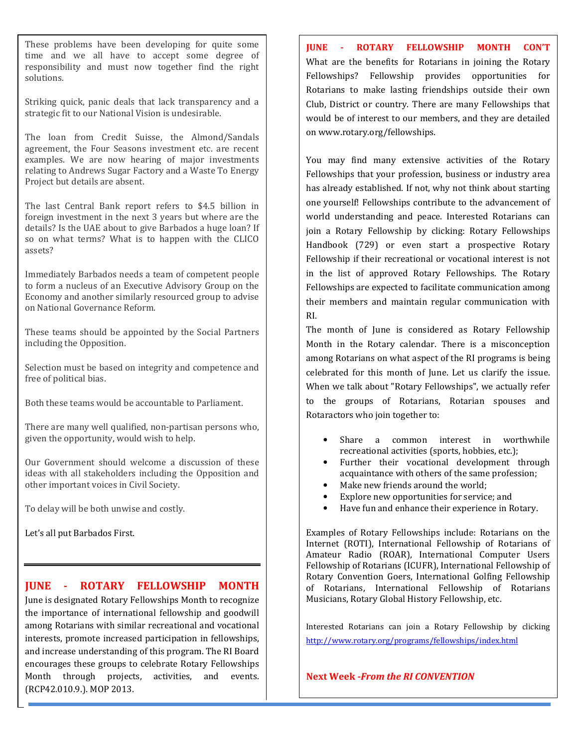These problems have been developing for quite some time and we all have to accept some degree of responsibility and must now together find the right solutions.

Striking quick, panic deals that lack transparency and a strategic fit to our National Vision is undesirable.

The loan from Credit Suisse, the Almond/Sandals agreement, the Four Seasons investment etc. are recent examples. We are now hearing of major investments relating to Andrews Sugar Factory and a Waste To Energy Project but details are absent.

The last Central Bank report refers to $4.5 billion in foreign investment in the next 3 years but where are the details? Is the UAE about to give Barbados a huge loan? If so on what terms? What is to happen with the CLICO assets?

Immediately Barbados needs a team of competent people to form a nucleus of an Executive Advisory Group on the Economy and another similarly resourced group to advise on National Governance Reform.

These teams should be appointed by the Social Partners including the Opposition.

Selection must be based on integrity and competence and free of political bias.

Both these teams would be accountable to Parliament.

There are many well qualified, non-partisan persons who, given the opportunity, would wish to help.

Our Government should welcome a discussion of these ideas with all stakeholders including the Opposition and other important voices in Civil Society.

To delay will be both unwise and costly.

Let's all put Barbados First.

## JUNE - ROTARY FELLOWSHIP MONTH

June is designated Rotary Fellowships Month to recognize the importance of international fellowship and goodwill among Rotarians with similar recreational and vocational interests, promote increased participation in fellowships, and increase understanding of this program. The RI Board encourages these groups to celebrate Rotary Fellowships Month through projects, activities, and events. (RCP42.010.9.). MOP 2013.

## JUNE - ROTARY FELLOWSHIP MONTH CON'T

What are the benefits for Rotarians in joining the Rotary Fellowships? Fellowship provides opportunities for Rotarians to make lasting friendships outside their own Club, District or country. There are many Fellowships that would be of interest to our members, and they are detailed on www.rotary.org/fellowships.

You may find many extensive activities of the Rotary Fellowships that your profession, business or industry area has already established. If not, why not think about starting one yourself! Fellowships contribute to the advancement of world understanding and peace. Interested Rotarians can join a Rotary Fellowship by clicking: Rotary Fellowships Handbook (729) or even start a prospective Rotary Fellowship if their recreational or vocational interest is not in the list of approved Rotary Fellowships. The Rotary Fellowships are expected to facilitate communication among their members and maintain regular communication with RI.

The month of June is considered as Rotary Fellowship Month in the Rotary calendar. There is a misconception among Rotarians on what aspect of the RI programs is being celebrated for this month of June. Let us clarify the issue. When we talk about "Rotary Fellowships", we actually refer to the groups of Rotarians, Rotarian spouses and Rotaractors who join together to:

- Share a common interest in worthwhile recreational activities (sports, hobbies, etc.);
- Further their vocational development through acquaintance with others of the same profession;
- Make new friends around the world;
- Explore new opportunities for service; and
- Have fun and enhance their experience in Rotary.

Examples of Rotary Fellowships include: Rotarians on the Internet (ROTI), International Fellowship of Rotarians of Amateur Radio (ROAR), International Computer Users Fellowship of Rotarians (ICUFR), International Fellowship of Rotary Convention Goers, International Golfing Fellowship of Rotarians, International Fellowship of Rotarians Musicians, Rotary Global History Fellowship, etc.

Interested Rotarians can join a Rotary Fellowship by clicking http://www.rotary.org/programs/fellowships/index.html

**Next Week -*From the RI CONVENTION***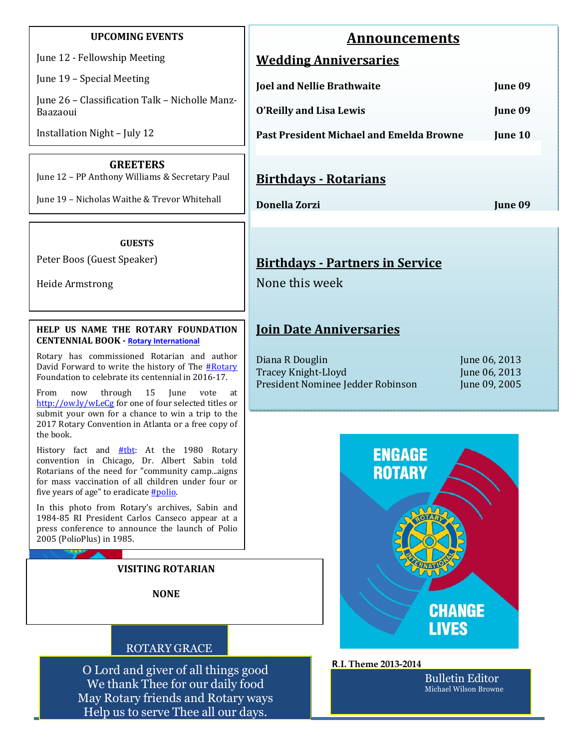**UPCOMING EVENTS**

June 12 - Fellowship Meeting

June 19 – Special Meeting

June 26 – Classification Talk – Nicholle Manz-Baazaoui

Installation Night – July 12

**GREETERS**

June 12 – PP Anthony Williams & Secretary Paul

June 19 – Nicholas Waithe & Trevor Whitehall

**GUESTS**

Peter Boos (Guest Speaker)

Heide Armstrong

**HELP US NAME THE ROTARY FOUNDATION CENTENNIAL BOOK - Rotary International**

Rotary has commissioned Rotarian and author David Forward to write the history of The #Rotary Foundation to celebrate its centennial in 2016-17.

From now through 15 June vote at http://ow.ly/wLeCg for one of four selected titles or submit your own for a chance to win a trip to the 2017 Rotary Convention in Atlanta or a free copy of the book.

History fact and #tbt: At the 1980 Rotary convention in Chicago, Dr. Albert Sabin told Rotarians of the need for "community camp...aigns for mass vaccination of all children under four or five years of age" to eradicate #polio.

In this photo from Rotary's archives, Sabin and 1984-85 RI President Carlos Canseco appear at a press conference to announce the launch of Polio 2005 (PolioPlus) in 1985.

**VISITING ROTARIAN**

**NONE**

ROTARY GRACE

O Lord and giver of all things good
We thank Thee for our daily food
May Rotary friends and Rotary ways
Help us to serve Thee all our days.

# Announcements

## Wedding Anniversaries

| | |
|---|---|
| **Joel and Nellie Brathwaite** | **June 09** |
| **O'Reilly and Lisa Lewis** | **June 09** |
| **Past President Michael and Emelda Browne** | **June 10** |

## Birthdays - Rotarians

| | |
|---|---|
| **Donella Zorzi** | **June 09** |

## Birthdays - Partners in Service

None this week

## Join Date Anniversaries

| | |
|---|---|
| Diana R Douglin | June 06, 2013 |
| Tracey Knight-Lloyd | June 06, 2013 |
| President Nominee Jedder Robinson | June 09, 2005 |

ENGAGE ROTARY

CHANGE LIVES

**R.I. Theme 2013-2014**

Bulletin Editor
Michael Wilson Browne